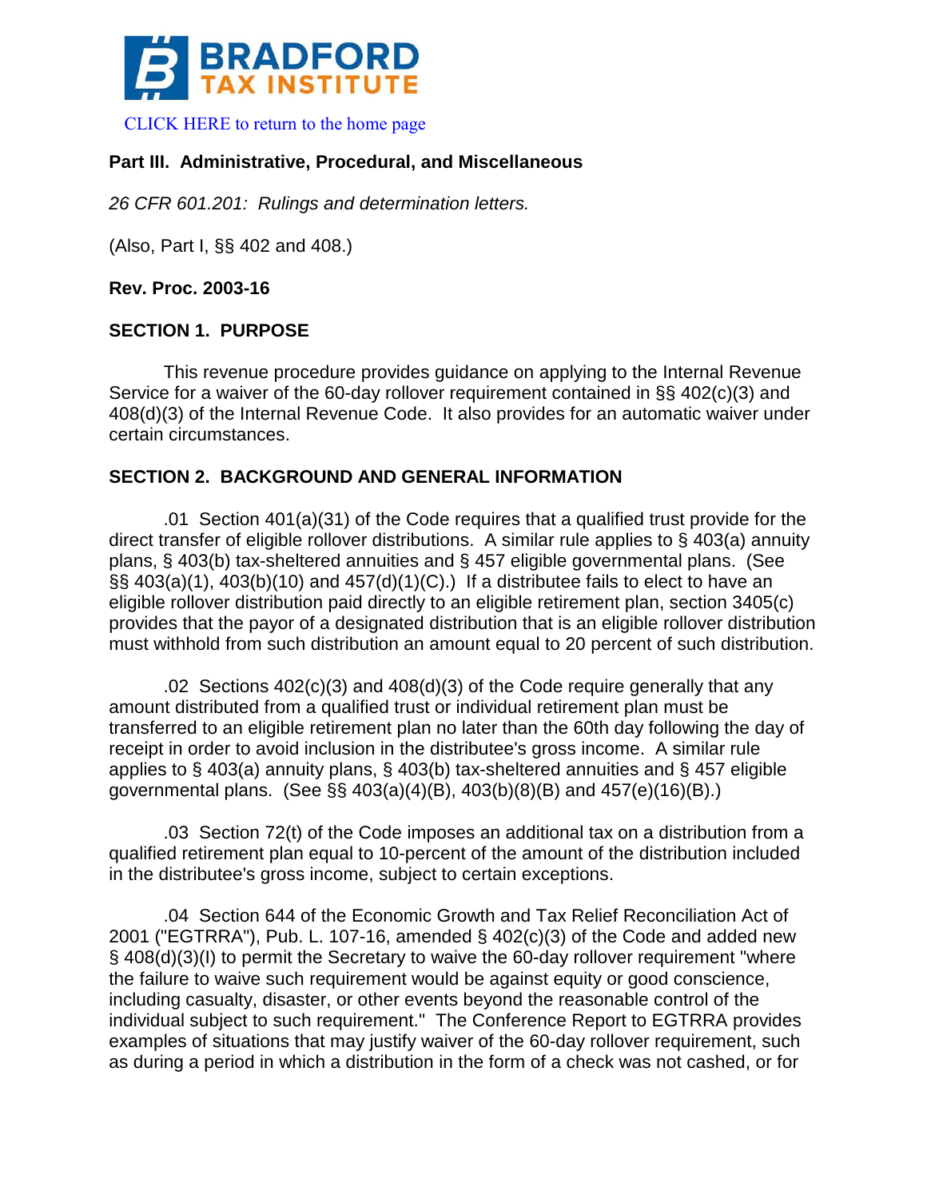CLICK HERE to return to the home page

**Part III. Administrative, Procedural, and Miscellaneous**

*26 CFR 601.201: Rulings and determination letters.*

(Also, Part I, §§ 402 and 408.)

**Rev. Proc. 2003-16**

## SECTION 1. PURPOSE

This revenue procedure provides guidance on applying to the Internal Revenue Service for a waiver of the 60-day rollover requirement contained in §§ 402(c)(3) and 408(d)(3) of the Internal Revenue Code. It also provides for an automatic waiver under certain circumstances.

## SECTION 2. BACKGROUND AND GENERAL INFORMATION

.01 Section 401(a)(31) of the Code requires that a qualified trust provide for the direct transfer of eligible rollover distributions. A similar rule applies to § 403(a) annuity plans, § 403(b) tax-sheltered annuities and § 457 eligible governmental plans. (See §§ 403(a)(1), 403(b)(10) and 457(d)(1)(C).) If a distributee fails to elect to have an eligible rollover distribution paid directly to an eligible retirement plan, section 3405(c) provides that the payor of a designated distribution that is an eligible rollover distribution must withhold from such distribution an amount equal to 20 percent of such distribution.

.02 Sections 402(c)(3) and 408(d)(3) of the Code require generally that any amount distributed from a qualified trust or individual retirement plan must be transferred to an eligible retirement plan no later than the 60th day following the day of receipt in order to avoid inclusion in the distributee's gross income. A similar rule applies to § 403(a) annuity plans, § 403(b) tax-sheltered annuities and § 457 eligible governmental plans. (See §§ 403(a)(4)(B), 403(b)(8)(B) and 457(e)(16)(B).)

.03 Section 72(t) of the Code imposes an additional tax on a distribution from a qualified retirement plan equal to 10-percent of the amount of the distribution included in the distributee's gross income, subject to certain exceptions.

.04 Section 644 of the Economic Growth and Tax Relief Reconciliation Act of 2001 ("EGTRRA"), Pub. L. 107-16, amended § 402(c)(3) of the Code and added new § 408(d)(3)(I) to permit the Secretary to waive the 60-day rollover requirement "where the failure to waive such requirement would be against equity or good conscience, including casualty, disaster, or other events beyond the reasonable control of the individual subject to such requirement." The Conference Report to EGTRRA provides examples of situations that may justify waiver of the 60-day rollover requirement, such as during a period in which a distribution in the form of a check was not cashed, or for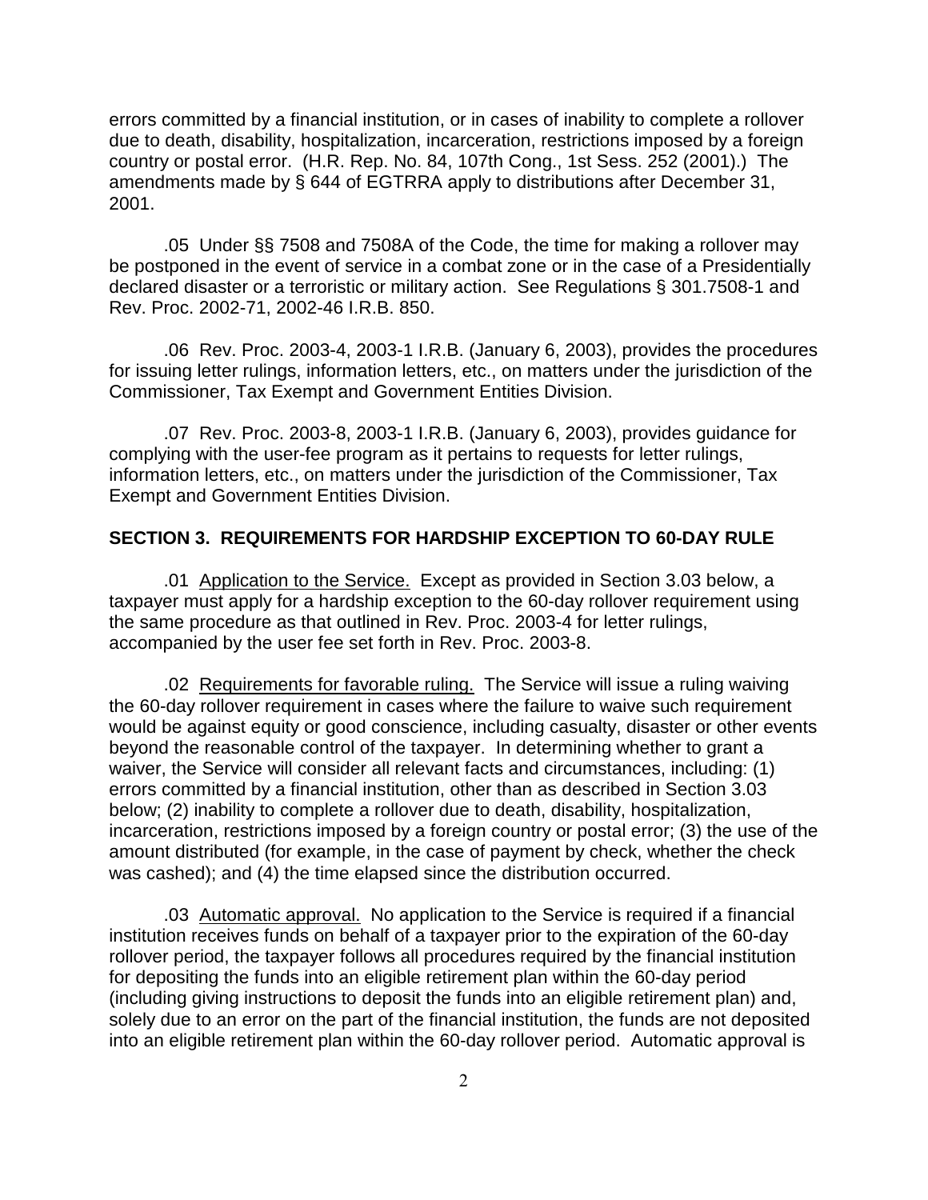errors committed by a financial institution, or in cases of inability to complete a rollover due to death, disability, hospitalization, incarceration, restrictions imposed by a foreign country or postal error. (H.R. Rep. No. 84, 107th Cong., 1st Sess. 252 (2001).) The amendments made by § 644 of EGTRRA apply to distributions after December 31, 2001.

.05 Under §§ 7508 and 7508A of the Code, the time for making a rollover may be postponed in the event of service in a combat zone or in the case of a Presidentially declared disaster or a terroristic or military action. See Regulations § 301.7508-1 and Rev. Proc. 2002-71, 2002-46 I.R.B. 850.

.06 Rev. Proc. 2003-4, 2003-1 I.R.B. (January 6, 2003), provides the procedures for issuing letter rulings, information letters, etc., on matters under the jurisdiction of the Commissioner, Tax Exempt and Government Entities Division.

.07 Rev. Proc. 2003-8, 2003-1 I.R.B. (January 6, 2003), provides guidance for complying with the user-fee program as it pertains to requests for letter rulings, information letters, etc., on matters under the jurisdiction of the Commissioner, Tax Exempt and Government Entities Division.

## SECTION 3. REQUIREMENTS FOR HARDSHIP EXCEPTION TO 60-DAY RULE

.01 Application to the Service. Except as provided in Section 3.03 below, a taxpayer must apply for a hardship exception to the 60-day rollover requirement using the same procedure as that outlined in Rev. Proc. 2003-4 for letter rulings, accompanied by the user fee set forth in Rev. Proc. 2003-8.

.02 Requirements for favorable ruling. The Service will issue a ruling waiving the 60-day rollover requirement in cases where the failure to waive such requirement would be against equity or good conscience, including casualty, disaster or other events beyond the reasonable control of the taxpayer. In determining whether to grant a waiver, the Service will consider all relevant facts and circumstances, including: (1) errors committed by a financial institution, other than as described in Section 3.03 below; (2) inability to complete a rollover due to death, disability, hospitalization, incarceration, restrictions imposed by a foreign country or postal error; (3) the use of the amount distributed (for example, in the case of payment by check, whether the check was cashed); and (4) the time elapsed since the distribution occurred.

.03 Automatic approval. No application to the Service is required if a financial institution receives funds on behalf of a taxpayer prior to the expiration of the 60-day rollover period, the taxpayer follows all procedures required by the financial institution for depositing the funds into an eligible retirement plan within the 60-day period (including giving instructions to deposit the funds into an eligible retirement plan) and, solely due to an error on the part of the financial institution, the funds are not deposited into an eligible retirement plan within the 60-day rollover period. Automatic approval is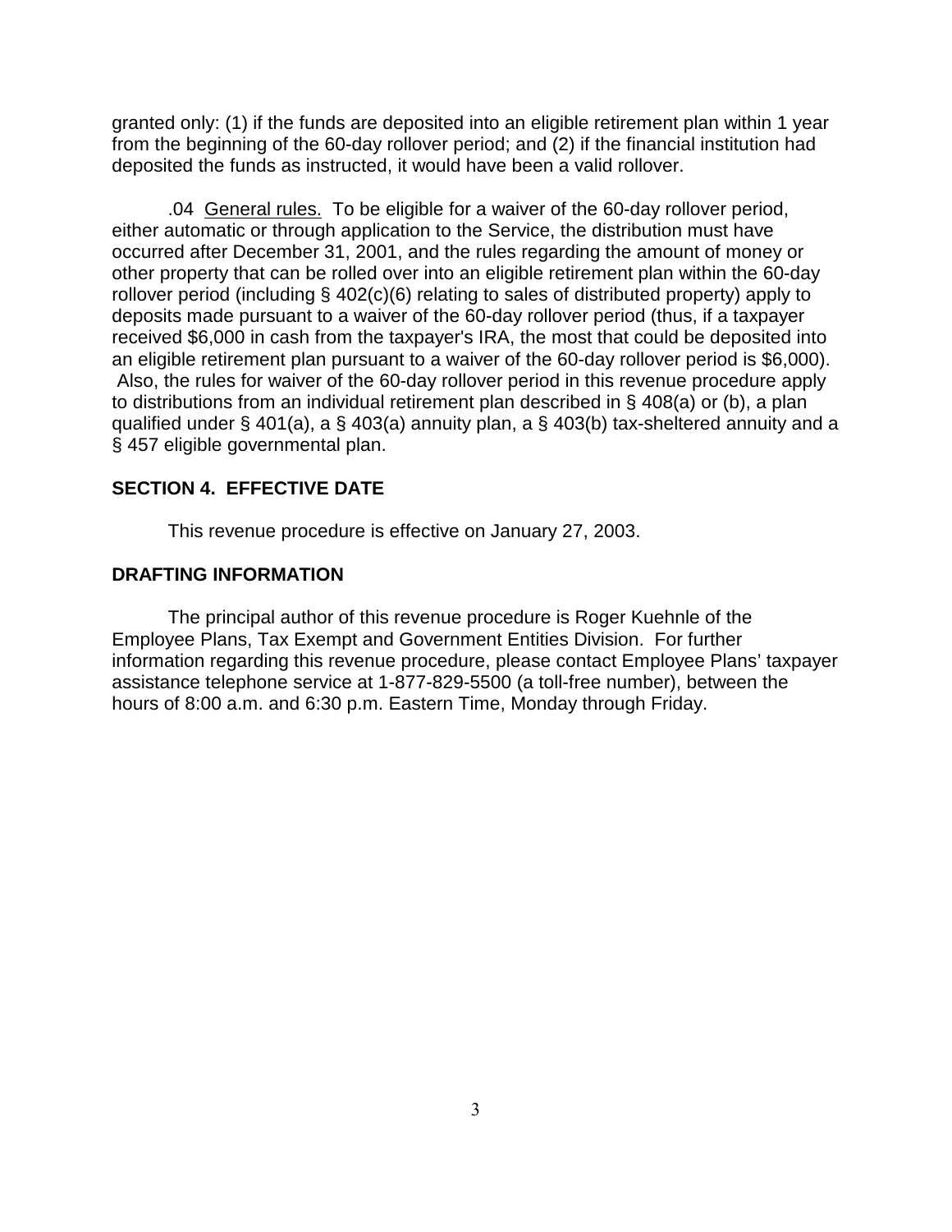granted only: (1) if the funds are deposited into an eligible retirement plan within 1 year from the beginning of the 60-day rollover period; and (2) if the financial institution had deposited the funds as instructed, it would have been a valid rollover.

.04 General rules. To be eligible for a waiver of the 60-day rollover period, either automatic or through application to the Service, the distribution must have occurred after December 31, 2001, and the rules regarding the amount of money or other property that can be rolled over into an eligible retirement plan within the 60-day rollover period (including § 402(c)(6) relating to sales of distributed property) apply to deposits made pursuant to a waiver of the 60-day rollover period (thus, if a taxpayer received $6,000 in cash from the taxpayer's IRA, the most that could be deposited into an eligible retirement plan pursuant to a waiver of the 60-day rollover period is $6,000). Also, the rules for waiver of the 60-day rollover period in this revenue procedure apply to distributions from an individual retirement plan described in § 408(a) or (b), a plan qualified under § 401(a), a § 403(a) annuity plan, a § 403(b) tax-sheltered annuity and a § 457 eligible governmental plan.

## SECTION 4. EFFECTIVE DATE

This revenue procedure is effective on January 27, 2003.

## DRAFTING INFORMATION

The principal author of this revenue procedure is Roger Kuehnle of the Employee Plans, Tax Exempt and Government Entities Division. For further information regarding this revenue procedure, please contact Employee Plans' taxpayer assistance telephone service at 1-877-829-5500 (a toll-free number), between the hours of 8:00 a.m. and 6:30 p.m. Eastern Time, Monday through Friday.